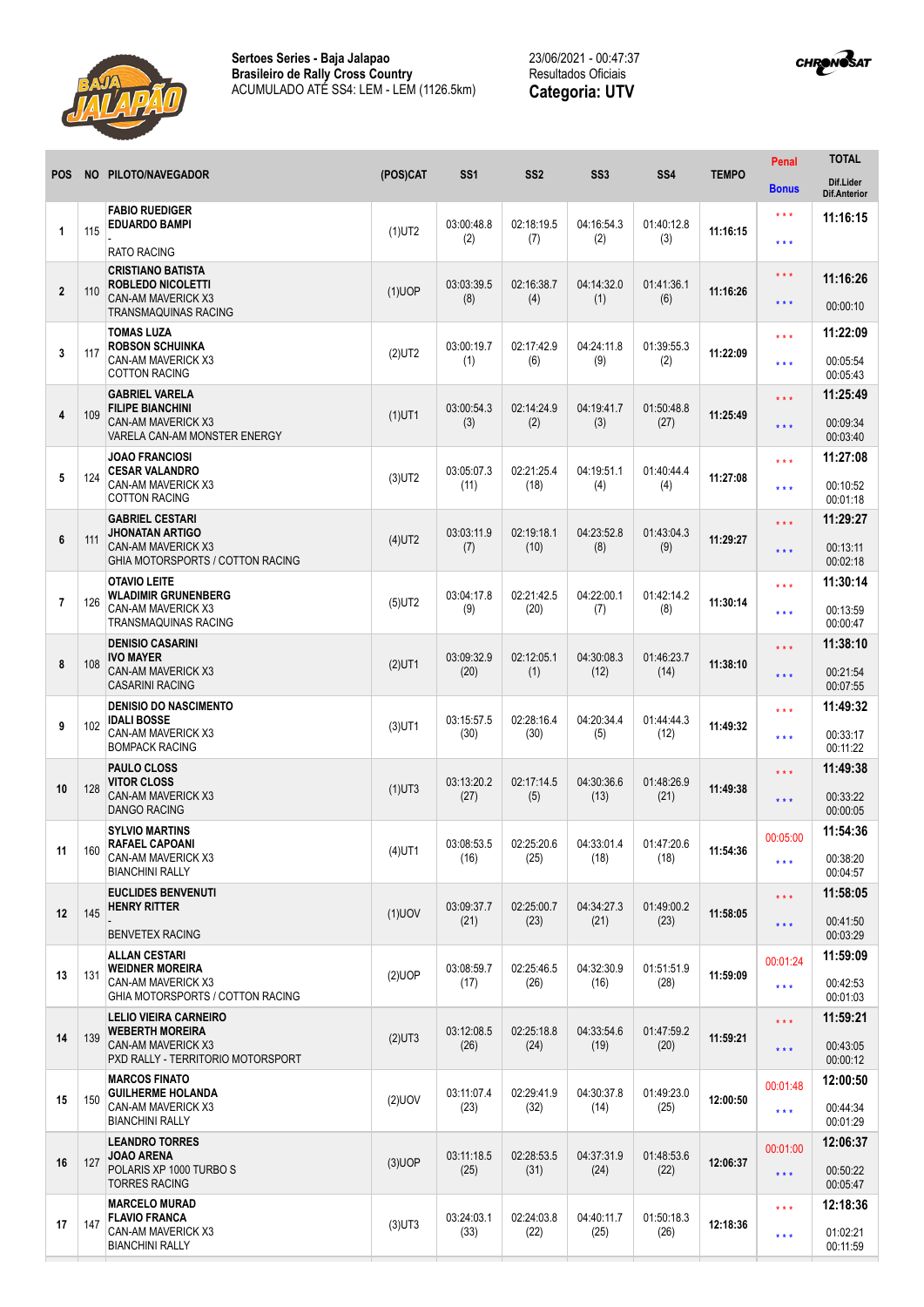**Sertoes Series - Baja Jalapao**
**Brasileiro de Rally Cross Country**
ACUMULADO ATÉ SS4: LEM - LEM (1126.5km)

23/06/2021 - 00:47:37
Resultados Oficiais
**Categoria: UTV**

| POS | NO | PILOTO/NAVEGADOR | (POS)CAT | SS1 | SS2 | SS3 | SS4 | TEMPO | Penal / Bonus | TOTAL / Dif.Lider / Dif.Anterior |
|---|---|---|---|---|---|---|---|---|---|---|
| 1 | 115 | **FABIO RUEDIGER** **EDUARDO BAMPI** - RATO RACING | (1)UT2 | 03:00:48.8 (2) | 02:18:19.5 (7) | 04:16:54.3 (2) | 01:40:12.8 (3) | 11:16:15 | \*\*\* / \*\*\* | **11:16:15** |
| 2 | 110 | **CRISTIANO BATISTA** **ROBLEDO NICOLETTI** CAN-AM MAVERICK X3 TRANSMAQUINAS RACING | (1)UOP | 03:03:39.5 (8) | 02:16:38.7 (4) | 04:14:32.0 (1) | 01:41:36.1 (6) | 11:16:26 | \*\*\* / \*\*\* | **11:16:26** 00:00:10 |
| 3 | 117 | **TOMAS LUZA** **ROBSON SCHUINKA** CAN-AM MAVERICK X3 COTTON RACING | (2)UT2 | 03:00:19.7 (1) | 02:17:42.9 (6) | 04:24:11.8 (9) | 01:39:55.3 (2) | 11:22:09 | \*\*\* / \*\*\* | **11:22:09** 00:05:54 00:05:43 |
| 4 | 109 | **GABRIEL VARELA** **FILIPE BIANCHINI** CAN-AM MAVERICK X3 VARELA CAN-AM MONSTER ENERGY | (1)UT1 | 03:00:54.3 (3) | 02:14:24.9 (2) | 04:19:41.7 (3) | 01:50:48.8 (27) | 11:25:49 | \*\*\* / \*\*\* | **11:25:49** 00:09:34 00:03:40 |
| 5 | 124 | **JOAO FRANCIOSI** **CESAR VALANDRO** CAN-AM MAVERICK X3 COTTON RACING | (3)UT2 | 03:05:07.3 (11) | 02:21:25.4 (18) | 04:19:51.1 (4) | 01:40:44.4 (4) | 11:27:08 | \*\*\* / \*\*\* | **11:27:08** 00:10:52 00:01:18 |
| 6 | 111 | **GABRIEL CESTARI** **JHONATAN ARTIGO** CAN-AM MAVERICK X3 GHIA MOTORSPORTS / COTTON RACING | (4)UT2 | 03:03:11.9 (7) | 02:19:18.1 (10) | 04:23:52.8 (8) | 01:43:04.3 (9) | 11:29:27 | \*\*\* / \*\*\* | **11:29:27** 00:13:11 00:02:18 |
| 7 | 126 | **OTAVIO LEITE** **WLADIMIR GRUNENBERG** CAN-AM MAVERICK X3 TRANSMAQUINAS RACING | (5)UT2 | 03:04:17.8 (9) | 02:21:42.5 (20) | 04:22:00.1 (7) | 01:42:14.2 (8) | 11:30:14 | \*\*\* / \*\*\* | **11:30:14** 00:13:59 00:00:47 |
| 8 | 108 | **DENISIO CASARINI** **IVO MAYER** CAN-AM MAVERICK X3 CASARINI RACING | (2)UT1 | 03:09:32.9 (20) | 02:12:05.1 (1) | 04:30:08.3 (12) | 01:46:23.7 (14) | 11:38:10 | \*\*\* / \*\*\* | **11:38:10** 00:21:54 00:07:55 |
| 9 | 102 | **DENISIO DO NASCIMENTO** **IDALI BOSSE** CAN-AM MAVERICK X3 BOMPACK RACING | (3)UT1 | 03:15:57.5 (30) | 02:28:16.4 (30) | 04:20:34.4 (5) | 01:44:44.3 (12) | 11:49:32 | \*\*\* / \*\*\* | **11:49:32** 00:33:17 00:11:22 |
| 10 | 128 | **PAULO CLOSS** **VITOR CLOSS** CAN-AM MAVERICK X3 DANGO RACING | (1)UT3 | 03:13:20.2 (27) | 02:17:14.5 (5) | 04:30:36.6 (13) | 01:48:26.9 (21) | 11:49:38 | \*\*\* / \*\*\* | **11:49:38** 00:33:22 00:00:05 |
| 11 | 160 | **SYLVIO MARTINS** **RAFAEL CAPOANI** CAN-AM MAVERICK X3 BIANCHINI RALLY | (4)UT1 | 03:08:53.5 (16) | 02:25:20.6 (25) | 04:33:01.4 (18) | 01:47:20.6 (18) | 11:54:36 | 00:05:00 / \*\*\* | **11:54:36** 00:38:20 00:04:57 |
| 12 | 145 | **EUCLIDES BENVENUTI** **HENRY RITTER** - BENVETEX RACING | (1)UOV | 03:09:37.7 (21) | 02:25:00.7 (23) | 04:34:27.3 (21) | 01:49:00.2 (23) | 11:58:05 | \*\*\* / \*\*\* | **11:58:05** 00:41:50 00:03:29 |
| 13 | 131 | **ALLAN CESTARI** **WEIDNER MOREIRA** CAN-AM MAVERICK X3 GHIA MOTORSPORTS / COTTON RACING | (2)UOP | 03:08:59.7 (17) | 02:25:46.5 (26) | 04:32:30.9 (16) | 01:51:51.9 (28) | 11:59:09 | 00:01:24 / \*\*\* | **11:59:09** 00:42:53 00:01:03 |
| 14 | 139 | **LELIO VIEIRA CARNEIRO** **WEBERTH MOREIRA** CAN-AM MAVERICK X3 PXD RALLY - TERRITORIO MOTORSPORT | (2)UT3 | 03:12:08.5 (26) | 02:25:18.8 (24) | 04:33:54.6 (19) | 01:47:59.2 (20) | 11:59:21 | \*\*\* / \*\*\* | **11:59:21** 00:43:05 00:00:12 |
| 15 | 150 | **MARCOS FINATO** **GUILHERME HOLANDA** CAN-AM MAVERICK X3 BIANCHINI RALLY | (2)UOV | 03:11:07.4 (23) | 02:29:41.9 (32) | 04:30:37.8 (14) | 01:49:23.0 (25) | 12:00:50 | 00:01:48 / \*\*\* | **12:00:50** 00:44:34 00:01:29 |
| 16 | 127 | **LEANDRO TORRES** **JOAO ARENA** POLARIS XP 1000 TURBO S TORRES RACING | (3)UOP | 03:11:18.5 (25) | 02:28:53.5 (31) | 04:37:31.9 (24) | 01:48:53.6 (22) | 12:06:37 | 00:01:00 / \*\*\* | **12:06:37** 00:50:22 00:05:47 |
| 17 | 147 | **MARCELO MURAD** **FLAVIO FRANCA** CAN-AM MAVERICK X3 BIANCHINI RALLY | (3)UT3 | 03:24:03.1 (33) | 02:24:03.8 (22) | 04:40:11.7 (25) | 01:50:18.3 (26) | 12:18:36 | \*\*\* / \*\*\* | **12:18:36** 01:02:21 00:11:59 |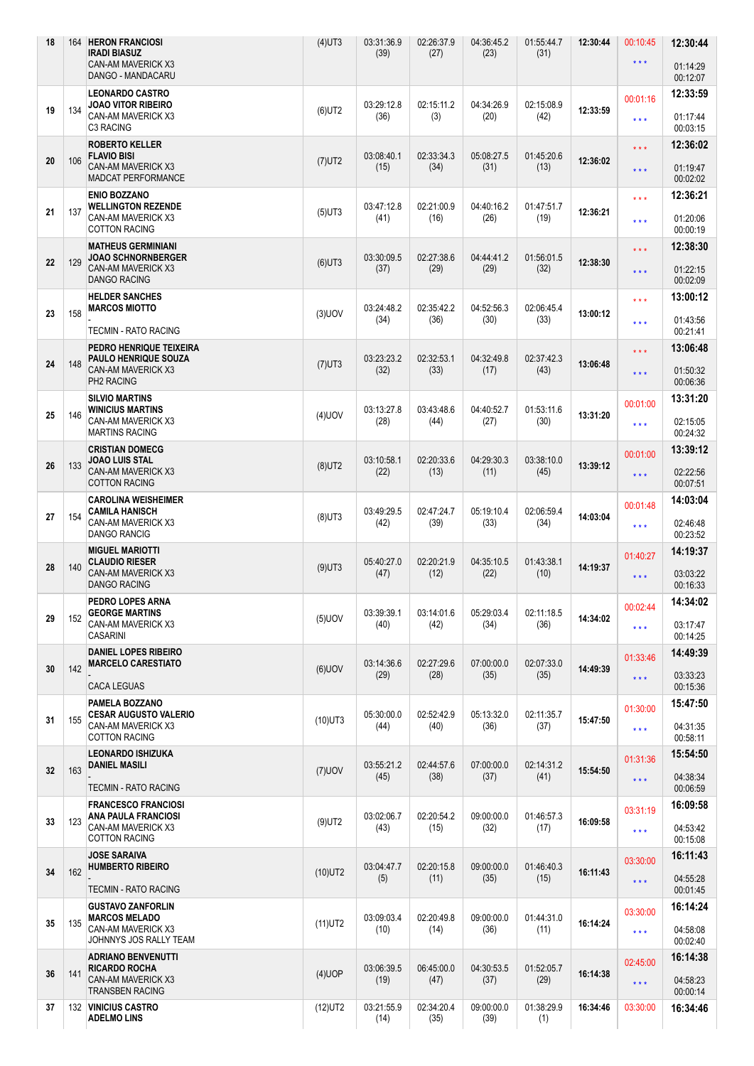| Pos | No | Crew / Vehicle / Team | Class | SS1 | SS2 | SS3 | SS4 | Total | Penalty | Final / Gap |
|---|---|---|---|---|---|---|---|---|---|---|
| 18 | 164 | HERON FRANCIOSI<br>IRADI BIASUZ<br>CAN-AM MAVERICK X3<br>DANGO - MANDACARU | (4)UT3 | 03:31:36.9<br>(39) | 02:26:37.9<br>(27) | 04:36:45.2<br>(23) | 01:55:44.7<br>(31) | 12:30:44 | 00:10:45<br>*** | 12:30:44<br>01:14:29<br>00:12:07 |
| 19 | 134 | LEONARDO CASTRO<br>JOAO VITOR RIBEIRO<br>CAN-AM MAVERICK X3<br>C3 RACING | (6)UT2 | 03:29:12.8<br>(36) | 02:15:11.2<br>(3) | 04:34:26.9<br>(20) | 02:15:08.9<br>(42) | 12:33:59 | 00:01:16<br>*** | 12:33:59<br>01:17:44<br>00:03:15 |
| 20 | 106 | ROBERTO KELLER<br>FLAVIO BISI<br>CAN-AM MAVERICK X3<br>MADCAT PERFORMANCE | (7)UT2 | 03:08:40.1<br>(15) | 02:33:34.3<br>(34) | 05:08:27.5<br>(31) | 01:45:20.6<br>(13) | 12:36:02 | ***<br>*** | 12:36:02<br>01:19:47<br>00:02:02 |
| 21 | 137 | ENIO BOZZANO<br>WELLINGTON REZENDE<br>CAN-AM MAVERICK X3<br>COTTON RACING | (5)UT3 | 03:47:12.8<br>(41) | 02:21:00.9<br>(16) | 04:40:16.2<br>(26) | 01:47:51.7<br>(19) | 12:36:21 | ***<br>*** | 12:36:21<br>01:20:06<br>00:00:19 |
| 22 | 129 | MATHEUS GERMINIANI<br>JOAO SCHNORNBERGER<br>CAN-AM MAVERICK X3<br>DANGO RACING | (6)UT3 | 03:30:09.5<br>(37) | 02:27:38.6<br>(29) | 04:44:41.2<br>(29) | 01:56:01.5<br>(32) | 12:38:30 | ***<br>*** | 12:38:30<br>01:22:15<br>00:02:09 |
| 23 | 158 | HELDER SANCHES<br>MARCOS MIOTTO<br>-<br>TECMIN - RATO RACING | (3)UOV | 03:24:48.2<br>(34) | 02:35:42.2<br>(36) | 04:52:56.3<br>(30) | 02:06:45.4<br>(33) | 13:00:12 | ***<br>*** | 13:00:12<br>01:43:56<br>00:21:41 |
| 24 | 148 | PEDRO HENRIQUE TEIXEIRA<br>PAULO HENRIQUE SOUZA<br>CAN-AM MAVERICK X3<br>PH2 RACING | (7)UT3 | 03:23:23.2<br>(32) | 02:32:53.1<br>(33) | 04:32:49.8<br>(17) | 02:37:42.3<br>(43) | 13:06:48 | ***<br>*** | 13:06:48<br>01:50:32<br>00:06:36 |
| 25 | 146 | SILVIO MARTINS<br>WINICIUS MARTINS<br>CAN-AM MAVERICK X3<br>MARTINS RACING | (4)UOV | 03:13:27.8<br>(28) | 03:43:48.6<br>(44) | 04:40:52.7<br>(27) | 01:53:11.6<br>(30) | 13:31:20 | 00:01:00<br>*** | 13:31:20<br>02:15:05<br>00:24:32 |
| 26 | 133 | CRISTIAN DOMECG<br>JOAO LUIS STAL<br>CAN-AM MAVERICK X3<br>COTTON RACING | (8)UT2 | 03:10:58.1<br>(22) | 02:20:33.6<br>(13) | 04:29:30.3<br>(11) | 03:38:10.0<br>(45) | 13:39:12 | 00:01:00<br>*** | 13:39:12<br>02:22:56<br>00:07:51 |
| 27 | 154 | CAROLINA WEISHEIMER<br>CAMILA HANISCH<br>CAN-AM MAVERICK X3<br>DANGO RANCIG | (8)UT3 | 03:49:29.5<br>(42) | 02:47:24.7<br>(39) | 05:19:10.4<br>(33) | 02:06:59.4<br>(34) | 14:03:04 | 00:01:48<br>*** | 14:03:04<br>02:46:48<br>00:23:52 |
| 28 | 140 | MIGUEL MARIOTTI<br>CLAUDIO RIESER<br>CAN-AM MAVERICK X3<br>DANGO RACING | (9)UT3 | 05:40:27.0<br>(47) | 02:20:21.9<br>(12) | 04:35:10.5<br>(22) | 01:43:38.1<br>(10) | 14:19:37 | 01:40:27<br>*** | 14:19:37<br>03:03:22<br>00:16:33 |
| 29 | 152 | PEDRO LOPES ARNA<br>GEORGE MARTINS<br>CAN-AM MAVERICK X3<br>CASARINI | (5)UOV | 03:39:39.1<br>(40) | 03:14:01.6<br>(42) | 05:29:03.4<br>(34) | 02:11:18.5<br>(36) | 14:34:02 | 00:02:44<br>*** | 14:34:02<br>03:17:47<br>00:14:25 |
| 30 | 142 | DANIEL LOPES RIBEIRO<br>MARCELO CARESTIATO<br>-<br>CACA LEGUAS | (6)UOV | 03:14:36.6<br>(29) | 02:27:29.6<br>(28) | 07:00:00.0<br>(35) | 02:07:33.0<br>(35) | 14:49:39 | 01:33:46<br>*** | 14:49:39<br>03:33:23<br>00:15:36 |
| 31 | 155 | PAMELA BOZZANO<br>CESAR AUGUSTO VALERIO<br>CAN-AM MAVERICK X3<br>COTTON RACING | (10)UT3 | 05:30:00.0<br>(44) | 02:52:42.9<br>(40) | 05:13:32.0<br>(36) | 02:11:35.7<br>(37) | 15:47:50 | 01:30:00<br>*** | 15:47:50<br>04:31:35<br>00:58:11 |
| 32 | 163 | LEONARDO ISHIZUKA<br>DANIEL MASILI<br>-<br>TECMIN - RATO RACING | (7)UOV | 03:55:21.2<br>(45) | 02:44:57.6<br>(38) | 07:00:00.0<br>(37) | 02:14:31.2<br>(41) | 15:54:50 | 01:31:36<br>*** | 15:54:50<br>04:38:34<br>00:06:59 |
| 33 | 123 | FRANCESCO FRANCIOSI<br>ANA PAULA FRANCIOSI<br>CAN-AM MAVERICK X3<br>COTTON RACING | (9)UT2 | 03:02:06.7<br>(43) | 02:20:54.2<br>(15) | 09:00:00.0<br>(32) | 01:46:57.3<br>(17) | 16:09:58 | 03:31:19<br>*** | 16:09:58<br>04:53:42<br>00:15:08 |
| 34 | 162 | JOSE SARAIVA<br>HUMBERTO RIBEIRO<br>-<br>TECMIN - RATO RACING | (10)UT2 | 03:04:47.7<br>(5) | 02:20:15.8<br>(11) | 09:00:00.0<br>(35) | 01:46:40.3<br>(15) | 16:11:43 | 03:30:00<br>*** | 16:11:43<br>04:55:28<br>00:01:45 |
| 35 | 135 | GUSTAVO ZANFORLIN<br>MARCOS MELADO<br>CAN-AM MAVERICK X3<br>JOHNNYS JOS RALLY TEAM | (11)UT2 | 03:09:03.4<br>(10) | 02:20:49.8<br>(14) | 09:00:00.0<br>(36) | 01:44:31.0<br>(11) | 16:14:24 | 03:30:00<br>*** | 16:14:24<br>04:58:08<br>00:02:40 |
| 36 | 141 | ADRIANO BENVENUTTI<br>RICARDO ROCHA<br>CAN-AM MAVERICK X3<br>TRANSBEN RACING | (4)UOP | 03:06:39.5<br>(19) | 06:45:00.0<br>(47) | 04:30:53.5<br>(37) | 01:52:05.7<br>(29) | 16:14:38 | 02:45:00<br>*** | 16:14:38<br>04:58:23<br>00:00:14 |
| 37 | 132 | VINICIUS CASTRO<br>ADELMO LINS | (12)UT2 | 03:21:55.9<br>(14) | 02:34:20.4<br>(35) | 09:00:00.0<br>(39) | 01:38:29.9<br>(1) | 16:34:46 | 03:30:00 | 16:34:46 |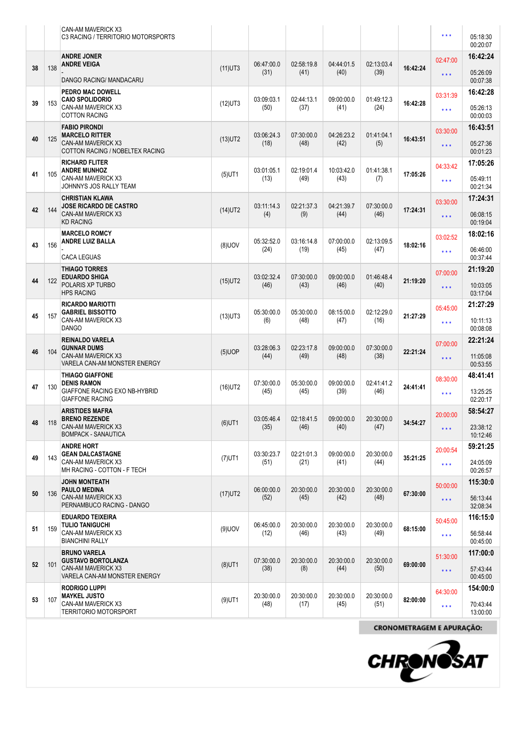| | | | | | | | | | | |
|---|---|---|---|---|---|---|---|---|---|---|
| | | CAN-AM MAVERICK X3<br>C3 RACING / TERRITORIO MOTORSPORTS | | | | | | | *** | 05:18:30<br>00:20:07 |
| 38 | 138 | **ANDRE JONER**<br>**ANDRE VEIGA**<br>-<br>DANGO RACING/ MANDACARU | (11)UT3 | 06:47:00.0<br>(31) | 02:58:19.8<br>(41) | 04:44:01.5<br>(40) | 02:13:03.4<br>(39) | **16:42:24** | 02:47:00<br>*** | **16:42:24**<br>05:26:09<br>00:07:38 |
| 39 | 153 | **PEDRO MAC DOWELL**<br>**CAIO SPOLIDORIO**<br>CAN-AM MAVERICK X3<br>COTTON RACING | (12)UT3 | 03:09:03.1<br>(50) | 02:44:13.1<br>(37) | 09:00:00.0<br>(41) | 01:49:12.3<br>(24) | **16:42:28** | 03:31:39<br>*** | **16:42:28**<br>05:26:13<br>00:00:03 |
| 40 | 125 | **FABIO PIRONDI**<br>**MARCELO RITTER**<br>CAN-AM MAVERICK X3<br>COTTON RACING / NOBELTEX RACING | (13)UT2 | 03:06:24.3<br>(18) | 07:30:00.0<br>(48) | 04:26:23.2<br>(42) | 01:41:04.1<br>(5) | **16:43:51** | 03:30:00<br>*** | **16:43:51**<br>05:27:36<br>00:01:23 |
| 41 | 105 | **RICHARD FLITER**<br>**ANDRE MUNHOZ**<br>CAN-AM MAVERICK X3<br>JOHNNYS JOS RALLY TEAM | (5)UT1 | 03:01:05.1<br>(13) | 02:19:01.4<br>(49) | 10:03:42.0<br>(43) | 01:41:38.1<br>(7) | **17:05:26** | 04:33:42<br>*** | **17:05:26**<br>05:49:11<br>00:21:34 |
| 42 | 144 | **CHRISTIAN KLAWA**<br>**JOSE RICARDO DE CASTRO**<br>CAN-AM MAVERICK X3<br>KD RACING | (14)UT2 | 03:11:14.3<br>(4) | 02:21:37.3<br>(9) | 04:21:39.7<br>(44) | 07:30:00.0<br>(46) | **17:24:31** | 03:30:00<br>*** | **17:24:31**<br>06:08:15<br>00:19:04 |
| 43 | 156 | **MARCELO ROMCY**<br>**ANDRE LUIZ BALLA**<br>-<br>CACA LEGUAS | (8)UOV | 05:32:52.0<br>(24) | 03:16:14.8<br>(19) | 07:00:00.0<br>(45) | 02:13:09.5<br>(47) | **18:02:16** | 03:02:52<br>*** | **18:02:16**<br>06:46:00<br>00:37:44 |
| 44 | 122 | **THIAGO TORRES**<br>**EDUARDO SHIGA**<br>POLARIS XP TURBO<br>HPS RACING | (15)UT2 | 03:02:32.4<br>(46) | 07:30:00.0<br>(43) | 09:00:00.0<br>(46) | 01:46:48.4<br>(40) | **21:19:20** | 07:00:00<br>*** | **21:19:20**<br>10:03:05<br>03:17:04 |
| 45 | 157 | **RICARDO MARIOTTI**<br>**GABRIEL BISSOTTO**<br>CAN-AM MAVERICK X3<br>DANGO | (13)UT3 | 05:30:00.0<br>(6) | 05:30:00.0<br>(48) | 08:15:00.0<br>(47) | 02:12:29.0<br>(16) | **21:27:29** | 05:45:00<br>*** | **21:27:29**<br>10:11:13<br>00:08:08 |
| 46 | 104 | **REINALDO VARELA**<br>**GUNNAR DUMS**<br>CAN-AM MAVERICK X3<br>VARELA CAN-AM MONSTER ENERGY | (5)UOP | 03:28:06.3<br>(44) | 02:23:17.8<br>(49) | 09:00:00.0<br>(48) | 07:30:00.0<br>(38) | **22:21:24** | 07:00:00<br>*** | **22:21:24**<br>11:05:08<br>00:53:55 |
| 47 | 130 | **THIAGO GIAFFONE**<br>**DENIS RAMON**<br>GIAFFONE RACING EXO NB-HYBRID<br>GIAFFONE RACING | (16)UT2 | 07:30:00.0<br>(45) | 05:30:00.0<br>(45) | 09:00:00.0<br>(39) | 02:41:41.2<br>(46) | **24:41:41** | 08:30:00<br>*** | **48:41:41**<br>13:25:25<br>02:20:17 |
| 48 | 118 | **ARISTIDES MAFRA**<br>**BRENO REZENDE**<br>CAN-AM MAVERICK X3<br>BOMPACK - SANAUTICA | (6)UT1 | 03:05:46.4<br>(35) | 02:18:41.5<br>(46) | 09:00:00.0<br>(40) | 20:30:00.0<br>(47) | **34:54:27** | 20:00:00<br>*** | **58:54:27**<br>23:38:12<br>10:12:46 |
| 49 | 143 | **ANDRE HORT**<br>**GEAN DALCASTAGNE**<br>CAN-AM MAVERICK X3<br>MH RACING - COTTON - F TECH | (7)UT1 | 03:30:23.7<br>(51) | 02:21:01.3<br>(21) | 09:00:00.0<br>(41) | 20:30:00.0<br>(44) | **35:21:25** | 20:00:54<br>*** | **59:21:25**<br>24:05:09<br>00:26:57 |
| 50 | 136 | **JOHN MONTEATH**<br>**PAULO MEDINA**<br>CAN-AM MAVERICK X3<br>PERNAMBUCO RACING - DANGO | (17)UT2 | 06:00:00.0<br>(52) | 20:30:00.0<br>(45) | 20:30:00.0<br>(42) | 20:30:00.0<br>(48) | **67:30:00** | 50:00:00<br>*** | **115:30:0**<br>56:13:44<br>32:08:34 |
| 51 | 159 | **EDUARDO TEIXEIRA**<br>**TULIO TANIGUCHI**<br>CAN-AM MAVERICK X3<br>BIANCHINI RALLY | (9)UOV | 06:45:00.0<br>(12) | 20:30:00.0<br>(46) | 20:30:00.0<br>(43) | 20:30:00.0<br>(49) | **68:15:00** | 50:45:00<br>*** | **116:15:0**<br>56:58:44<br>00:45:00 |
| 52 | 101 | **BRUNO VARELA**<br>**GUSTAVO BORTOLANZA**<br>CAN-AM MAVERICK X3<br>VARELA CAN-AM MONSTER ENERGY | (8)UT1 | 07:30:00.0<br>(38) | 20:30:00.0<br>(8) | 20:30:00.0<br>(44) | 20:30:00.0<br>(50) | **69:00:00** | 51:30:00<br>*** | **117:00:0**<br>57:43:44<br>00:45:00 |
| 53 | 107 | **RODRIGO LUPPI**<br>**MAYKEL JUSTO**<br>CAN-AM MAVERICK X3<br>TERRITORIO MOTORSPORT | (9)UT1 | 20:30:00.0<br>(48) | 20:30:00.0<br>(17) | 20:30:00.0<br>(45) | 20:30:00.0<br>(51) | **82:00:00** | 64:30:00<br>*** | **154:00:0**<br>70:43:44<br>13:00:00 |

**CRONOMETRAGEM E APURAÇÃO:**

CHRONOSAT